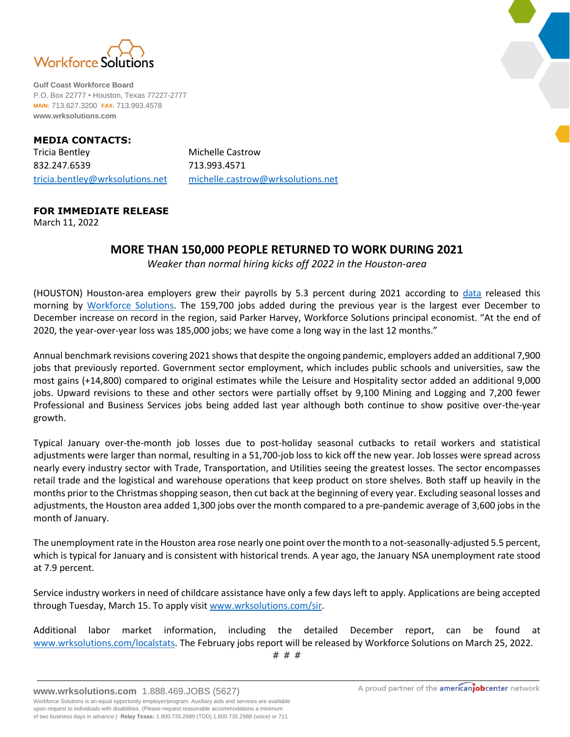Workforce Solutions

**Gulf Coast Workforce Board**
P.O. Box 22777 • Houston, Texas 77227-2777
**MAIN:** 713.627.3200 **FAX:** 713.993.4578
**www.wrksolutions.com**

**MEDIA CONTACTS:**

Tricia Bentley
832.247.6539
tricia.bentley@wrksolutions.net

Michelle Castrow
713.993.4571
michelle.castrow@wrksolutions.net

**FOR IMMEDIATE RELEASE**
March 11, 2022

# MORE THAN 150,000 PEOPLE RETURNED TO WORK DURING 2021

*Weaker than normal hiring kicks off 2022 in the Houston-area*

(HOUSTON) Houston-area employers grew their payrolls by 5.3 percent during 2021 according to data released this morning by Workforce Solutions. The 159,700 jobs added during the previous year is the largest ever December to December increase on record in the region, said Parker Harvey, Workforce Solutions principal economist. "At the end of 2020, the year-over-year loss was 185,000 jobs; we have come a long way in the last 12 months."

Annual benchmark revisions covering 2021 shows that despite the ongoing pandemic, employers added an additional 7,900 jobs that previously reported. Government sector employment, which includes public schools and universities, saw the most gains (+14,800) compared to original estimates while the Leisure and Hospitality sector added an additional 9,000 jobs. Upward revisions to these and other sectors were partially offset by 9,100 Mining and Logging and 7,200 fewer Professional and Business Services jobs being added last year although both continue to show positive over-the-year growth.

Typical January over-the-month job losses due to post-holiday seasonal cutbacks to retail workers and statistical adjustments were larger than normal, resulting in a 51,700-job loss to kick off the new year. Job losses were spread across nearly every industry sector with Trade, Transportation, and Utilities seeing the greatest losses. The sector encompasses retail trade and the logistical and warehouse operations that keep product on store shelves. Both staff up heavily in the months prior to the Christmas shopping season, then cut back at the beginning of every year. Excluding seasonal losses and adjustments, the Houston area added 1,300 jobs over the month compared to a pre-pandemic average of 3,600 jobs in the month of January.

The unemployment rate in the Houston area rose nearly one point over the month to a not-seasonally-adjusted 5.5 percent, which is typical for January and is consistent with historical trends. A year ago, the January NSA unemployment rate stood at 7.9 percent.

Service industry workers in need of childcare assistance have only a few days left to apply. Applications are being accepted through Tuesday, March 15. To apply visit www.wrksolutions.com/sir.

Additional labor market information, including the detailed December report, can be found at www.wrksolutions.com/localstats. The February jobs report will be released by Workforce Solutions on March 25, 2022.

# # #

**www.wrksolutions.com** 1.888.469.JOBS (5627)

Workforce Solutions is an equal opportunity employer/program. Auxiliary aids and services are available upon request to individuals with disabilities. (Please request reasonable accommodations a minimum of two business days in advance.) **Relay Texas:** 1.800.735.2989 (TDD) 1.800.735.2988 (voice) or 711

A proud partner of the americanjobcenter network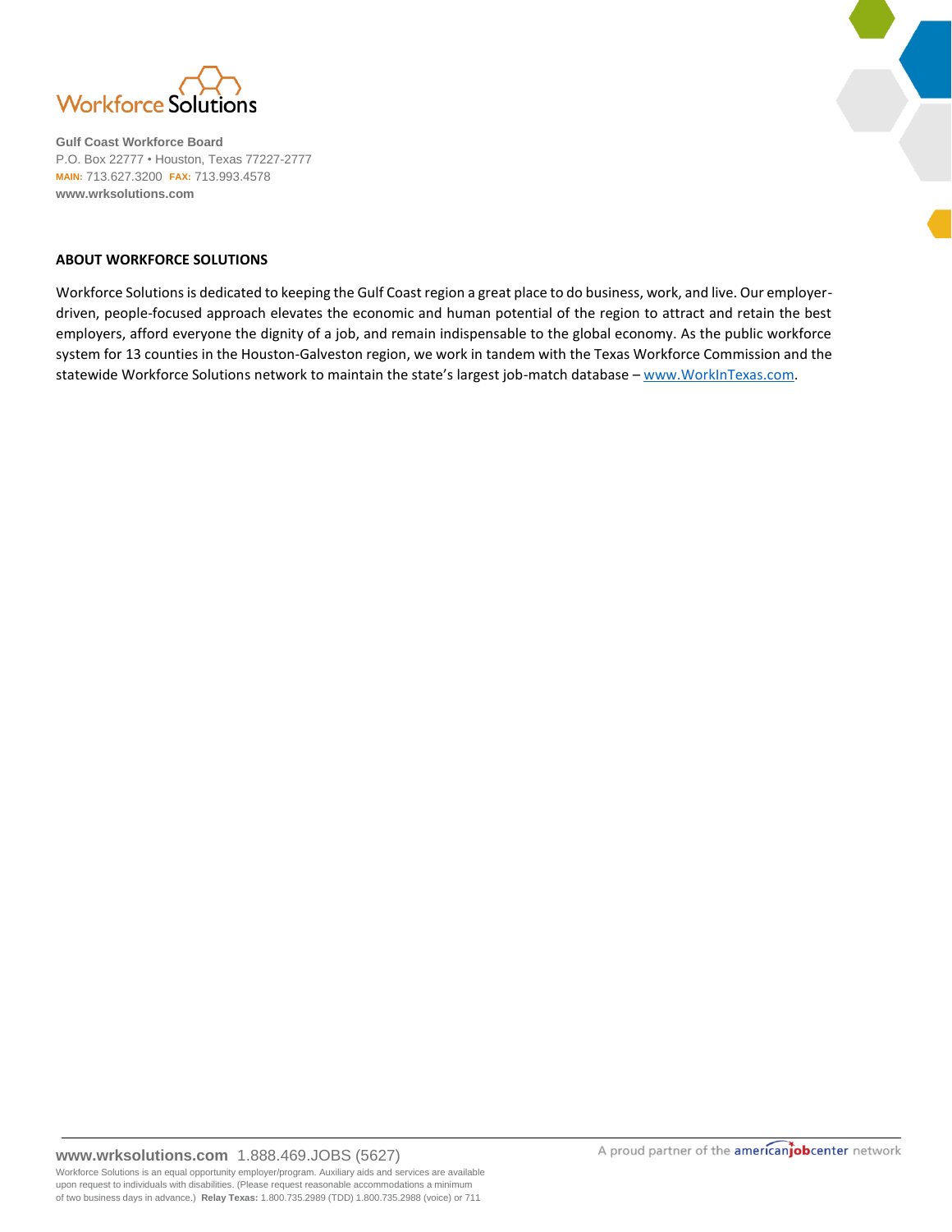Workforce Solutions

**Gulf Coast Workforce Board**
P.O. Box 22777 • Houston, Texas 77227-2777
**MAIN:** 713.627.3200 **FAX:** 713.993.4578
**www.wrksolutions.com**

## ABOUT WORKFORCE SOLUTIONS

Workforce Solutions is dedicated to keeping the Gulf Coast region a great place to do business, work, and live. Our employer-driven, people-focused approach elevates the economic and human potential of the region to attract and retain the best employers, afford everyone the dignity of a job, and remain indispensable to the global economy. As the public workforce system for 13 counties in the Houston-Galveston region, we work in tandem with the Texas Workforce Commission and the statewide Workforce Solutions network to maintain the state's largest job-match database – www.WorkInTexas.com.

**www.wrksolutions.com** 1.888.469.JOBS (5627)

Workforce Solutions is an equal opportunity employer/program. Auxiliary aids and services are available upon request to individuals with disabilities. (Please request reasonable accommodations a minimum of two business days in advance.) **Relay Texas:** 1.800.735.2989 (TDD) 1.800.735.2988 (voice) or 711

A proud partner of the americanjobcenter network